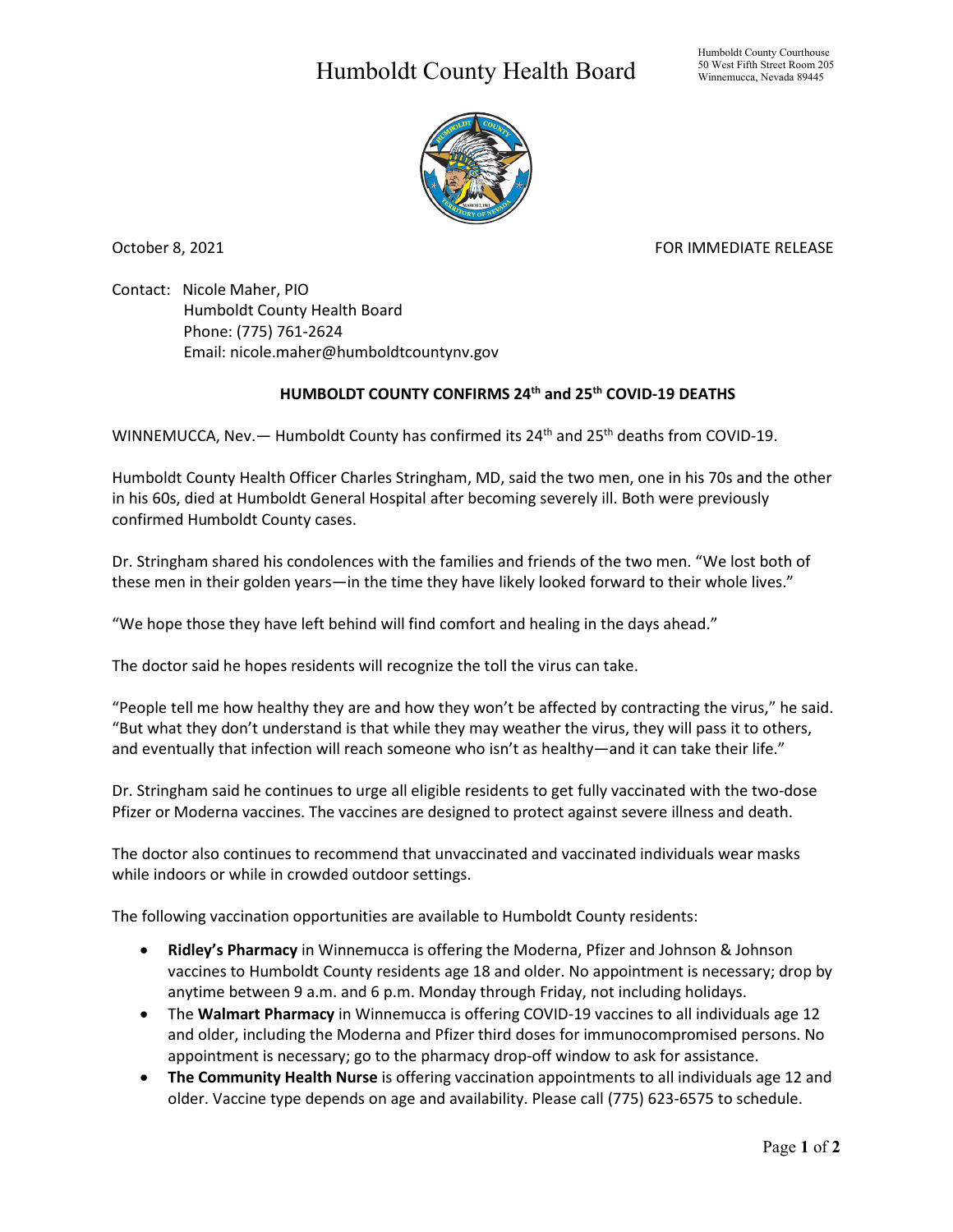# Humboldt County Health Board

Humboldt County Courthouse
50 West Fifth Street Room 205
Winnemucca, Nevada 89445

October 8, 2021

FOR IMMEDIATE RELEASE

Contact: Nicole Maher, PIO
Humboldt County Health Board
Phone: (775) 761-2624
Email: nicole.maher@humboldtcountynv.gov

## HUMBOLDT COUNTY CONFIRMS 24th and 25th COVID-19 DEATHS

WINNEMUCCA, Nev.— Humboldt County has confirmed its 24th and 25th deaths from COVID-19.

Humboldt County Health Officer Charles Stringham, MD, said the two men, one in his 70s and the other in his 60s, died at Humboldt General Hospital after becoming severely ill. Both were previously confirmed Humboldt County cases.

Dr. Stringham shared his condolences with the families and friends of the two men. "We lost both of these men in their golden years—in the time they have likely looked forward to their whole lives."

"We hope those they have left behind will find comfort and healing in the days ahead."

The doctor said he hopes residents will recognize the toll the virus can take.

"People tell me how healthy they are and how they won't be affected by contracting the virus," he said. "But what they don't understand is that while they may weather the virus, they will pass it to others, and eventually that infection will reach someone who isn't as healthy—and it can take their life."

Dr. Stringham said he continues to urge all eligible residents to get fully vaccinated with the two-dose Pfizer or Moderna vaccines. The vaccines are designed to protect against severe illness and death.

The doctor also continues to recommend that unvaccinated and vaccinated individuals wear masks while indoors or while in crowded outdoor settings.

The following vaccination opportunities are available to Humboldt County residents:

- **Ridley's Pharmacy** in Winnemucca is offering the Moderna, Pfizer and Johnson & Johnson vaccines to Humboldt County residents age 18 and older. No appointment is necessary; drop by anytime between 9 a.m. and 6 p.m. Monday through Friday, not including holidays.
- The **Walmart Pharmacy** in Winnemucca is offering COVID-19 vaccines to all individuals age 12 and older, including the Moderna and Pfizer third doses for immunocompromised persons. No appointment is necessary; go to the pharmacy drop-off window to ask for assistance.
- **The Community Health Nurse** is offering vaccination appointments to all individuals age 12 and older. Vaccine type depends on age and availability. Please call (775) 623-6575 to schedule.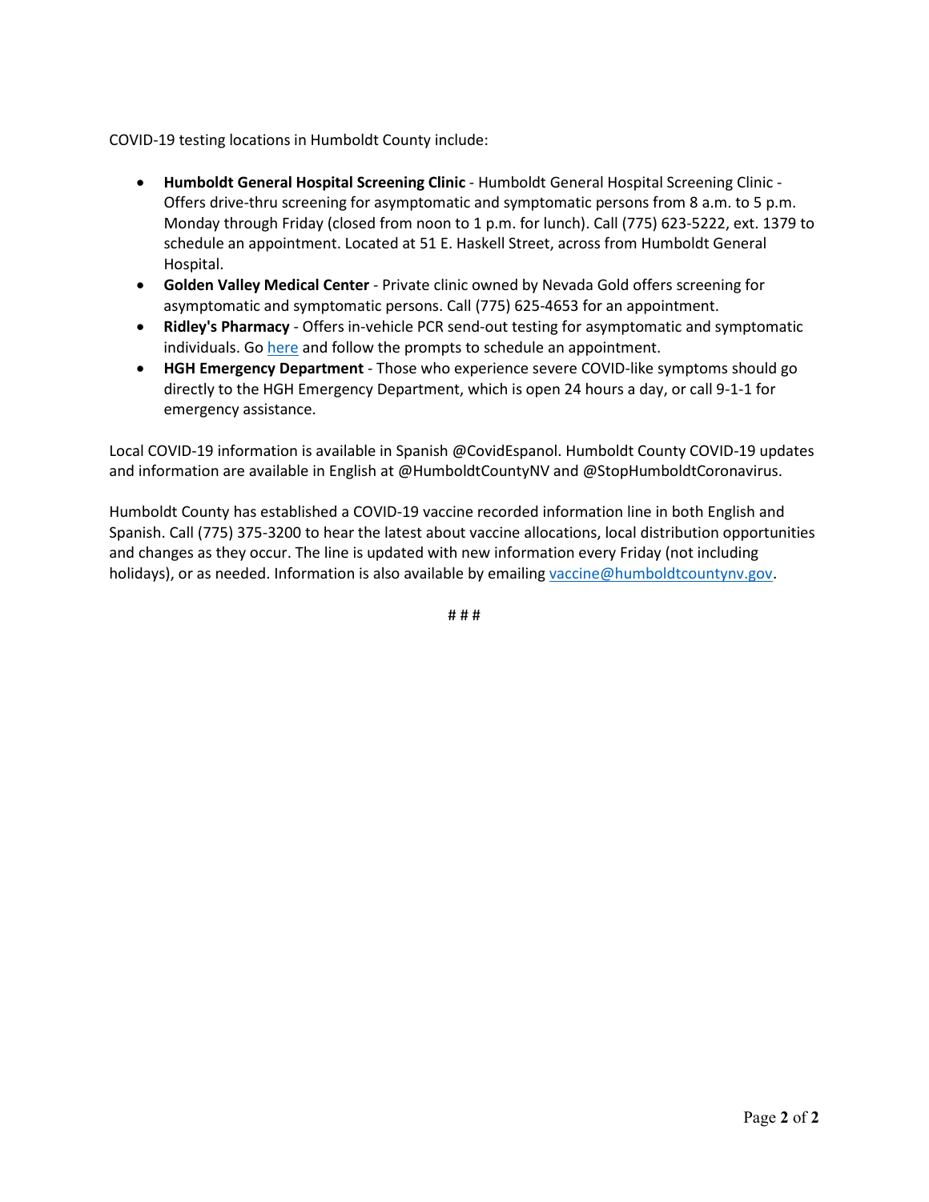COVID-19 testing locations in Humboldt County include:

- **Humboldt General Hospital Screening Clinic** - Humboldt General Hospital Screening Clinic - Offers drive-thru screening for asymptomatic and symptomatic persons from 8 a.m. to 5 p.m. Monday through Friday (closed from noon to 1 p.m. for lunch). Call (775) 623-5222, ext. 1379 to schedule an appointment. Located at 51 E. Haskell Street, across from Humboldt General Hospital.
- **Golden Valley Medical Center** - Private clinic owned by Nevada Gold offers screening for asymptomatic and symptomatic persons. Call (775) 625-4653 for an appointment.
- **Ridley's Pharmacy** - Offers in-vehicle PCR send-out testing for asymptomatic and symptomatic individuals. Go here and follow the prompts to schedule an appointment.
- **HGH Emergency Department** - Those who experience severe COVID-like symptoms should go directly to the HGH Emergency Department, which is open 24 hours a day, or call 9-1-1 for emergency assistance.

Local COVID-19 information is available in Spanish @CovidEspanol. Humboldt County COVID-19 updates and information are available in English at @HumboldtCountyNV and @StopHumboldtCoronavirus.

Humboldt County has established a COVID-19 vaccine recorded information line in both English and Spanish. Call (775) 375-3200 to hear the latest about vaccine allocations, local distribution opportunities and changes as they occur. The line is updated with new information every Friday (not including holidays), or as needed. Information is also available by emailing vaccine@humboldtcountynv.gov.

# # #